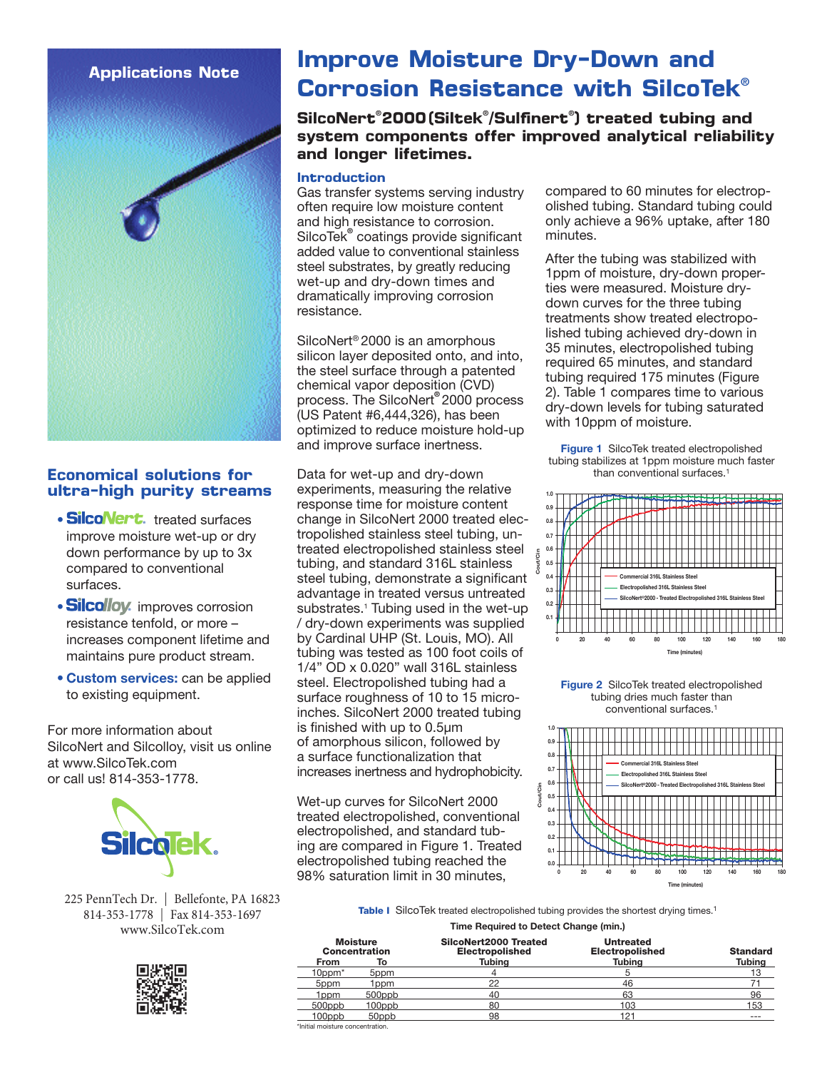Applications Note

# Improve Moisture Dry-Down and Corrosion Resistance with SilcoTek®

## SilcoNert®2000 (Siltek®/Sulfinert®) treated tubing and system components offer improved analytical reliability and longer lifetimes.

### Introduction

Gas transfer systems serving industry often require low moisture content and high resistance to corrosion. SilcoTek® coatings provide significant added value to conventional stainless steel substrates, by greatly reducing wet-up and dry-down times and dramatically improving corrosion resistance.

SilcoNert® 2000 is an amorphous silicon layer deposited onto, and into, the steel surface through a patented chemical vapor deposition (CVD) process. The SilcoNert® 2000 process (US Patent #6,444,326), has been optimized to reduce moisture hold-up and improve surface inertness.

Data for wet-up and dry-down experiments, measuring the relative response time for moisture content change in SilcoNert 2000 treated electropolished stainless steel tubing, untreated electropolished stainless steel tubing, and standard 316L stainless steel tubing, demonstrate a significant advantage in treated versus untreated substrates.[1] Tubing used in the wet-up / dry-down experiments was supplied by Cardinal UHP (St. Louis, MO). All tubing was tested as 100 foot coils of 1/4" OD x 0.020" wall 316L stainless steel. Electropolished tubing had a surface roughness of 10 to 15 micro-inches. SilcoNert 2000 treated tubing is finished with up to 0.5µm of amorphous silicon, followed by a surface functionalization that increases inertness and hydrophobicity.

Wet-up curves for SilcoNert 2000 treated electropolished, conventional electropolished, and standard tubing are compared in Figure 1. Treated electropolished tubing reached the 98% saturation limit in 30 minutes, compared to 60 minutes for electropolished tubing. Standard tubing could only achieve a 96% uptake, after 180 minutes.

After the tubing was stabilized with 1ppm of moisture, dry-down properties were measured. Moisture dry-down curves for the three tubing treatments show treated electropolished tubing achieved dry-down in 35 minutes, electropolished tubing required 65 minutes, and standard tubing required 175 minutes (Figure 2). Table 1 compares time to various dry-down levels for tubing saturated with 10ppm of moisture.

**Figure 1** SilcoTek treated electropolished tubing stabilizes at 1ppm moisture much faster than conventional surfaces.[1]

**Figure 2** SilcoTek treated electropolished tubing dries much faster than conventional surfaces.[1]

**Table I** SilcoTek treated electropolished tubing provides the shortest drying times.[1]

| Moisture Concentration From | To | SilcoNert2000 Treated Electropolished Tubing | Untreated Electropolished Tubing | Standard Tubing |
|---|---|---|---|---|
| | | Time Required to Detect Change (min.) | | |
| 10ppm* | 5ppm | 4 | 5 | 13 |
| 5ppm | 1ppm | 22 | 46 | 71 |
| 1ppm | 500ppb | 40 | 63 | 96 |
| 500ppb | 100ppb | 80 | 103 | 153 |
| 100ppb | 50ppb | 98 | 121 | --- |

*Initial moisture concentration.

### Economical solutions for ultra-high purity streams

- **SilcoNert** treated surfaces improve moisture wet-up or dry down performance by up to 3x compared to conventional surfaces.
- **Silcolloy** improves corrosion resistance tenfold, or more – increases component lifetime and maintains pure product stream.
- **Custom services:** can be applied to existing equipment.

For more information about SilcoNert and Silcolloy, visit us online at www.SilcoTek.com or call us! 814-353-1778.

SilcoTek.

225 PennTech Dr. | Bellefonte, PA 16823
814-353-1778 | Fax 814-353-1697
www.SilcoTek.com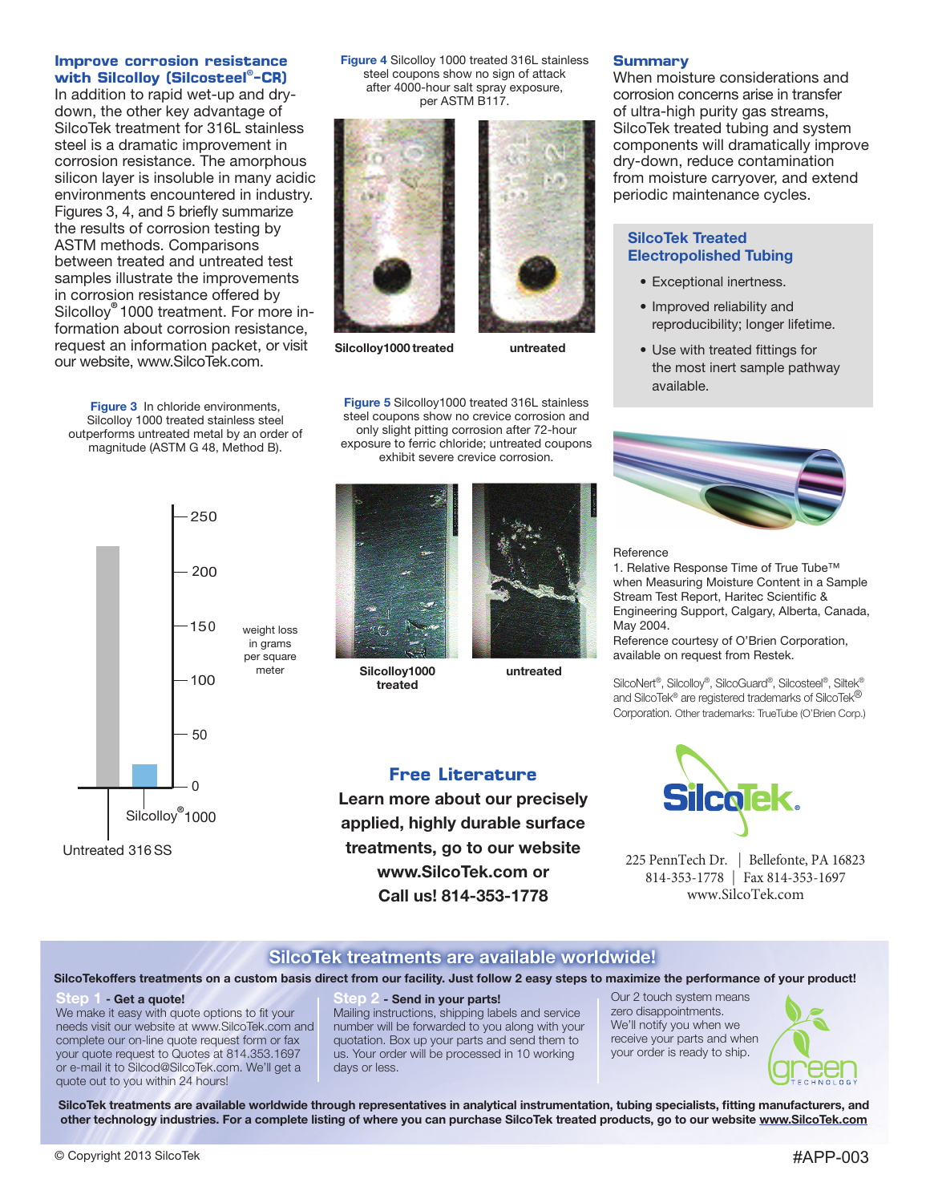### Improve corrosion resistance with Silcolloy (Silcosteel®-CR)

In addition to rapid wet-up and dry-down, the other key advantage of SilcoTek treatment for 316L stainless steel is a dramatic improvement in corrosion resistance. The amorphous silicon layer is insoluble in many acidic environments encountered in industry. Figures 3, 4, and 5 briefly summarize the results of corrosion testing by ASTM methods. Comparisons between treated and untreated test samples illustrate the improvements in corrosion resistance offered by Silcolloy® 1000 treatment. For more information about corrosion resistance, request an information packet, or visit our website, www.SilcoTek.com.

**Figure 3** In chloride environments, Silcolloy 1000 treated stainless steel outperforms untreated metal by an order of magnitude (ASTM G 48, Method B).

250
200
150
100
50
0
weight loss in grams per square meter
Untreated 316 SS
Silcolloy® 1000

**Figure 4** Silcolloy 1000 treated 316L stainless steel coupons show no sign of attack after 4000-hour salt spray exposure, per ASTM B117.

**Silcolloy1000 treated** | **untreated**

**Figure 5** Silcolloy1000 treated 316L stainless steel coupons show no crevice corrosion and only slight pitting corrosion after 72-hour exposure to ferric chloride; untreated coupons exhibit severe crevice corrosion.

**Silcolloy1000 treated** | **untreated**

### Free Literature

**Learn more about our precisely applied, highly durable surface treatments, go to our website www.SilcoTek.com or Call us! 814-353-1778**

### Summary

When moisture considerations and corrosion concerns arise in transfer of ultra-high purity gas streams, SilcoTek treated tubing and system components will dramatically improve dry-down, reduce contamination from moisture carryover, and extend periodic maintenance cycles.

### SilcoTek Treated Electropolished Tubing

- Exceptional inertness.
- Improved reliability and reproducibility; longer lifetime.
- Use with treated fittings for the most inert sample pathway available.

Reference

1. Relative Response Time of True Tube™ when Measuring Moisture Content in a Sample Stream Test Report, Haritec Scientific & Engineering Support, Calgary, Alberta, Canada, May 2004.

Reference courtesy of O'Brien Corporation, available on request from Restek.

SilcoNert®, Silcolloy®, SilcoGuard®, Silcosteel®, Siltek® and SilcoTek® are registered trademarks of SilcoTek® Corporation. Other trademarks: TrueTube (O'Brien Corp.)

SilcoTek

225 PennTech Dr. | Bellefonte, PA 16823
814-353-1778 | Fax 814-353-1697
www.SilcoTek.com

## SilcoTek treatments are available worldwide!

**SilcoTekoffers treatments on a custom basis direct from our facility. Just follow 2 easy steps to maximize the performance of your product!**

**Step 1 - Get a quote!**
We make it easy with quote options to fit your needs visit our website at www.SilcoTek.com and complete our on-line quote request form or fax your quote request to Quotes at 814.353.1697 or e-mail it to Silcod@SilcoTek.com. We'll get a quote out to you within 24 hours!

**Step 2 - Send in your parts!**
Mailing instructions, shipping labels and service number will be forwarded to you along with your quotation. Box up your parts and send them to us. Your order will be processed in 10 working days or less.

Our 2 touch system means zero disappointments. We'll notify you when we receive your parts and when your order is ready to ship.

green TECHNOLOGY

**SilcoTek treatments are available worldwide through representatives in analytical instrumentation, tubing specialists, fitting manufacturers, and other technology industries. For a complete listing of where you can purchase SilcoTek treated products, go to our website www.SilcoTek.com**

© Copyright 2013 SilcoTek

#APP-003